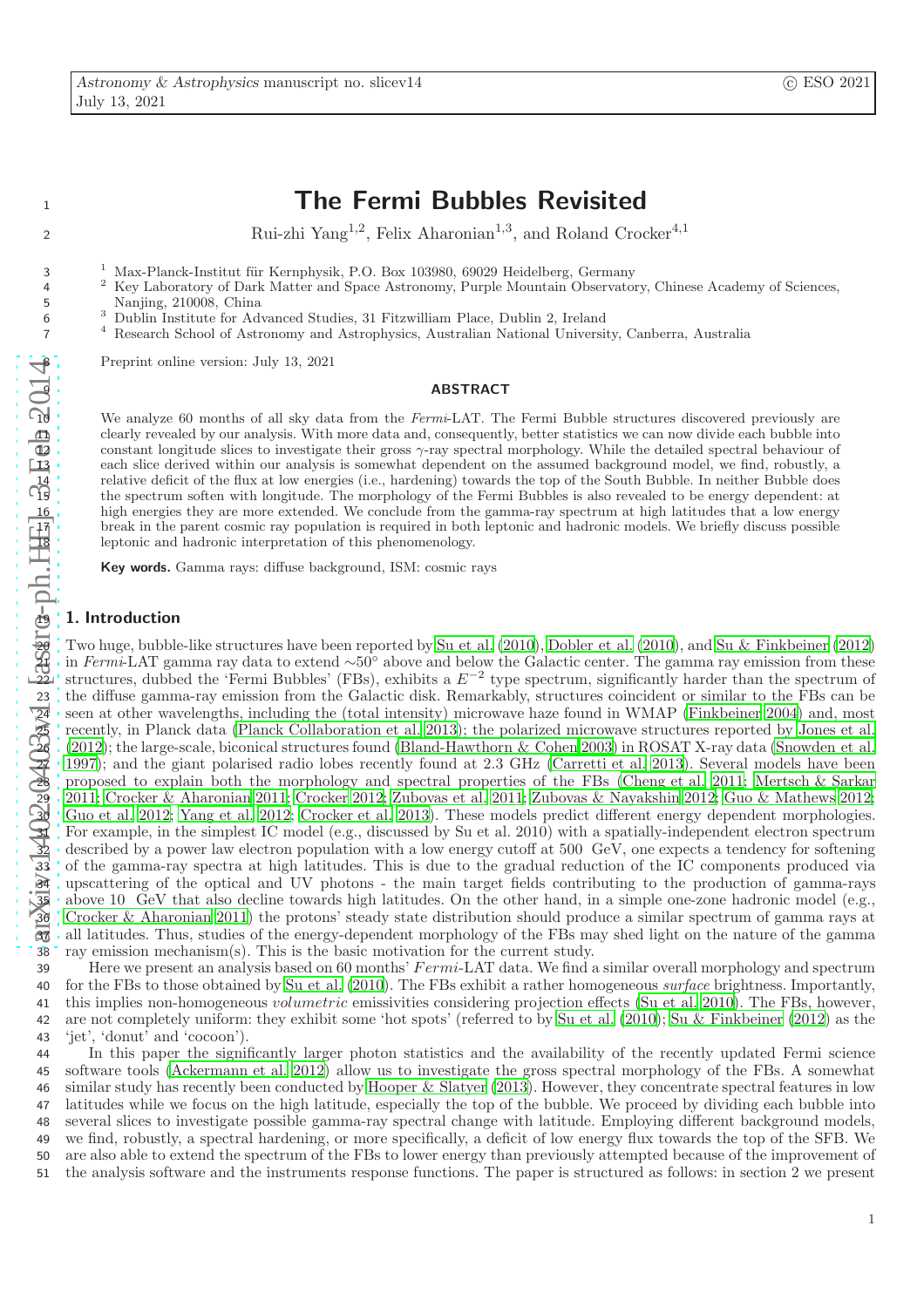# The Fermi Bubbles Revisited

Rui-zhi Yang[1,2], Felix Aharonian[1,3], and Roland Crocker[4,1]

[1] Max-Planck-Institut für Kernphysik, P.O. Box 103980, 69029 Heidelberg, Germany
[2] Key Laboratory of Dark Matter and Space Astronomy, Purple Mountain Observatory, Chinese Academy of Sciences, Nanjing, 210008, China
[3] Dublin Institute for Advanced Studies, 31 Fitzwilliam Place, Dublin 2, Ireland
[4] Research School of Astronomy and Astrophysics, Australian National University, Canberra, Australia

Preprint online version: July 13, 2021

## ABSTRACT

We analyze 60 months of all sky data from the *Fermi*-LAT. The Fermi Bubble structures discovered previously are clearly revealed by our analysis. With more data and, consequently, better statistics we can now divide each bubble into constant longitude slices to investigate their gross $\gamma$-ray spectral morphology. While the detailed spectral behaviour of each slice derived within our analysis is somewhat dependent on the assumed background model, we find, robustly, a relative deficit of the flux at low energies (i.e., hardening) towards the top of the South Bubble. In neither Bubble does the spectrum soften with longitude. The morphology of the Fermi Bubbles is also revealed to be energy dependent: at high energies they are more extended. We conclude from the gamma-ray spectrum at high latitudes that a low energy break in the parent cosmic ray population is required in both leptonic and hadronic models. We briefly discuss possible leptonic and hadronic interpretation of this phenomenology.

**Key words.** Gamma rays: diffuse background, ISM: cosmic rays

## 1. Introduction

Two huge, bubble-like structures have been reported by Su et al. (2010), Dobler et al. (2010), and Su & Finkbeiner (2012) in *Fermi*-LAT gamma ray data to extend $\sim 50^\circ$ above and below the Galactic center. The gamma ray emission from these structures, dubbed the 'Fermi Bubbles' (FBs), exhibits a $E^{-2}$ type spectrum, significantly harder than the spectrum of the diffuse gamma-ray emission from the Galactic disk. Remarkably, structures coincident or similar to the FBs can be seen at other wavelengths, including the (total intensity) microwave haze found in WMAP (Finkbeiner 2004) and, most recently, in Planck data (Planck Collaboration et al. 2013); the polarized microwave structures reported by Jones et al. (2012); the large-scale, biconical structures found (Bland-Hawthorn & Cohen 2003) in ROSAT X-ray data (Snowden et al. 1997); and the giant polarised radio lobes recently found at 2.3 GHz (Carretti et al. 2013). Several models have been proposed to explain both the morphology and spectral properties of the FBs (Cheng et al. 2011; Mertsch & Sarkar 2011; Crocker & Aharonian 2011; Crocker 2012; Zubovas et al. 2011; Zubovas & Nayakshin 2012; Guo & Mathews 2012; Guo et al. 2012; Yang et al. 2012; Crocker et al. 2013). These models predict different energy dependent morphologies. For example, in the simplest IC model (e.g., discussed by Su et al. 2010) with a spatially-independent electron spectrum described by a power law electron population with a low energy cutoff at 500 GeV, one expects a tendency for softening of the gamma-ray spectra at high latitudes. This is due to the gradual reduction of the IC components produced via upscattering of the optical and UV photons - the main target fields contributing to the production of gamma-rays above 10 GeV that also decline towards high latitudes. On the other hand, in a simple one-zone hadronic model (e.g., Crocker & Aharonian 2011) the protons' steady state distribution should produce a similar spectrum of gamma rays at all latitudes. Thus, studies of the energy-dependent morphology of the FBs may shed light on the nature of the gamma ray emission mechanism(s). This is the basic motivation for the current study.

Here we present an analysis based on 60 months' *Fermi*-LAT data. We find a similar overall morphology and spectrum for the FBs to those obtained by Su et al. (2010). The FBs exhibit a rather homogeneous *surface* brightness. Importantly, this implies non-homogeneous *volumetric* emissivities considering projection effects (Su et al. 2010). The FBs, however, are not completely uniform: they exhibit some 'hot spots' (referred to by Su et al. (2010); Su & Finkbeiner (2012) as the 'jet', 'donut' and 'cocoon').

In this paper the significantly larger photon statistics and the availability of the recently updated Fermi science software tools (Ackermann et al. 2012) allow us to investigate the gross spectral morphology of the FBs. A somewhat similar study has recently been conducted by Hooper & Slatyer (2013). However, they concentrate spectral features in low latitudes while we focus on the high latitude, especially the top of the bubble. We proceed by dividing each bubble into several slices to investigate possible gamma-ray spectral change with latitude. Employing different background models, we find, robustly, a spectral hardening, or more specifically, a deficit of low energy flux towards the top of the SFB. We are also able to extend the spectrum of the FBs to lower energy than previously attempted because of the improvement of the analysis software and the instruments response functions. The paper is structured as follows: in section 2 we present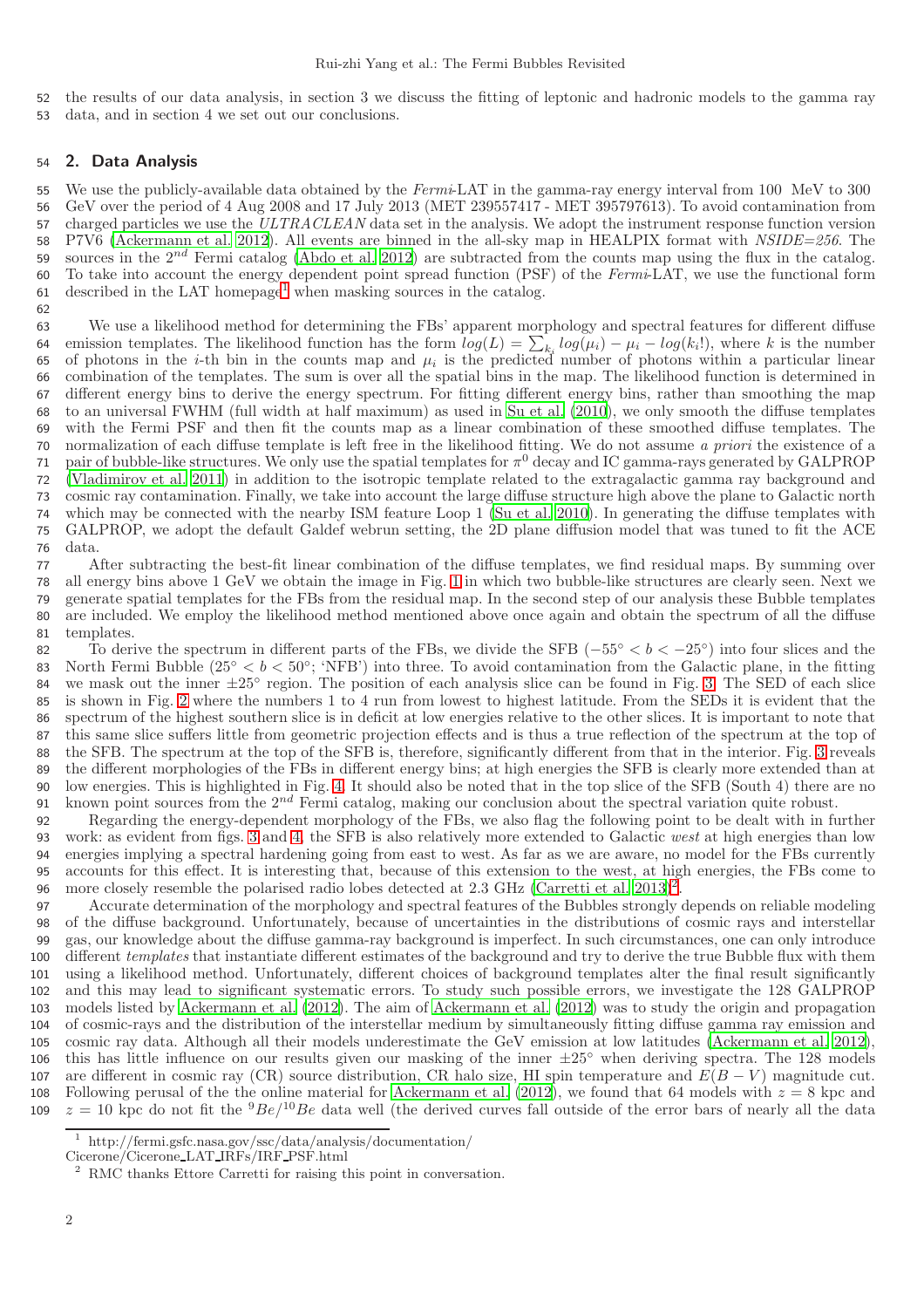the results of our data analysis, in section 3 we discuss the fitting of leptonic and hadronic models to the gamma ray data, and in section 4 we set out our conclusions.

## 2. Data Analysis

We use the publicly-available data obtained by the *Fermi*-LAT in the gamma-ray energy interval from 100 MeV to 300 GeV over the period of 4 Aug 2008 and 17 July 2013 (MET 239557417 - MET 395797613). To avoid contamination from charged particles we use the *ULTRACLEAN* data set in the analysis. We adopt the instrument response function version P7V6 (Ackermann et al. 2012). All events are binned in the all-sky map in HEALPIX format with *NSIDE=256*. The sources in the $2^{nd}$ Fermi catalog (Abdo et al. 2012) are subtracted from the counts map using the flux in the catalog. To take into account the energy dependent point spread function (PSF) of the *Fermi*-LAT, we use the functional form described in the LAT homepage[1] when masking sources in the catalog.

We use a likelihood method for determining the FBs' apparent morphology and spectral features for different diffuse emission templates. The likelihood function has the form $log(L) = \sum_{k_i} log(\mu_i) - \mu_i - log(k_i!)$, where $k$ is the number of photons in the $i$-th bin in the counts map and $\mu_i$ is the predicted number of photons within a particular linear combination of the templates. The sum is over all the spatial bins in the map. The likelihood function is determined in different energy bins to derive the energy spectrum. For fitting different energy bins, rather than smoothing the map to an universal FWHM (full width at half maximum) as used in Su et al. (2010), we only smooth the diffuse templates with the Fermi PSF and then fit the counts map as a linear combination of these smoothed diffuse templates. The normalization of each diffuse template is left free in the likelihood fitting. We do not assume *a priori* the existence of a pair of bubble-like structures. We only use the spatial templates for $\pi^0$ decay and IC gamma-rays generated by GALPROP (Vladimirov et al. 2011) in addition to the isotropic template related to the extragalactic gamma ray background and cosmic ray contamination. Finally, we take into account the large diffuse structure high above the plane to Galactic north which may be connected with the nearby ISM feature Loop 1 (Su et al. 2010). In generating the diffuse templates with GALPROP, we adopt the default Galdef webrun setting, the 2D plane diffusion model that was tuned to fit the ACE data.

After subtracting the best-fit linear combination of the diffuse templates, we find residual maps. By summing over all energy bins above 1 GeV we obtain the image in Fig. 1 in which two bubble-like structures are clearly seen. Next we generate spatial templates for the FBs from the residual map. In the second step of our analysis these Bubble templates are included. We employ the likelihood method mentioned above once again and obtain the spectrum of all the diffuse templates.

To derive the spectrum in different parts of the FBs, we divide the SFB ($-55° < b < -25°$) into four slices and the North Fermi Bubble ($25° < b < 50°$; 'NFB') into three. To avoid contamination from the Galactic plane, in the fitting we mask out the inner $\pm25°$ region. The position of each analysis slice can be found in Fig. 3. The SED of each slice is shown in Fig. 2 where the numbers 1 to 4 run from lowest to highest latitude. From the SEDs it is evident that the spectrum of the highest southern slice is in deficit at low energies relative to the other slices. It is important to note that this same slice suffers little from geometric projection effects and is thus a true reflection of the spectrum at the top of the SFB. The spectrum at the top of the SFB is, therefore, significantly different from that in the interior. Fig. 3 reveals the different morphologies of the FBs in different energy bins; at high energies the SFB is clearly more extended than at low energies. This is highlighted in Fig. 4. It should also be noted that in the top slice of the SFB (South 4) there are no known point sources from the $2^{nd}$ Fermi catalog, making our conclusion about the spectral variation quite robust.

Regarding the energy-dependent morphology of the FBs, we also flag the following point to be dealt with in further work: as evident from figs. 3 and 4, the SFB is also relatively more extended to Galactic *west* at high energies than low energies implying a spectral hardening going from east to west. As far as we are aware, no model for the FBs currently accounts for this effect. It is interesting that, because of this extension to the west, at high energies, the FBs come to more closely resemble the polarised radio lobes detected at 2.3 GHz (Carretti et al. 2013)[2].

Accurate determination of the morphology and spectral features of the Bubbles strongly depends on reliable modeling of the diffuse background. Unfortunately, because of uncertainties in the distributions of cosmic rays and interstellar gas, our knowledge about the diffuse gamma-ray background is imperfect. In such circumstances, one can only introduce different *templates* that instantiate different estimates of the background and try to derive the true Bubble flux with them using a likelihood method. Unfortunately, different choices of background templates alter the final result significantly and this may lead to significant systematic errors. To study such possible errors, we investigate the 128 GALPROP models listed by Ackermann et al. (2012). The aim of Ackermann et al. (2012) was to study the origin and propagation of cosmic-rays and the distribution of the interstellar medium by simultaneously fitting diffuse gamma ray emission and cosmic ray data. Although all their models underestimate the GeV emission at low latitudes (Ackermann et al. 2012), this has little influence on our results given our masking of the inner $\pm25°$ when deriving spectra. The 128 models are different in cosmic ray (CR) source distribution, CR halo size, HI spin temperature and $E(B-V)$ magnitude cut. Following perusal of the the online material for Ackermann et al. (2012), we found that 64 models with $z = 8$ kpc and $z = 10$ kpc do not fit the $^9Be/^{10}Be$ data well (the derived curves fall outside of the error bars of nearly all the data

[1] http://fermi.gsfc.nasa.gov/ssc/data/analysis/documentation/Cicerone/Cicerone_LAT_IRFs/IRF_PSF.html

[2] RMC thanks Ettore Carretti for raising this point in conversation.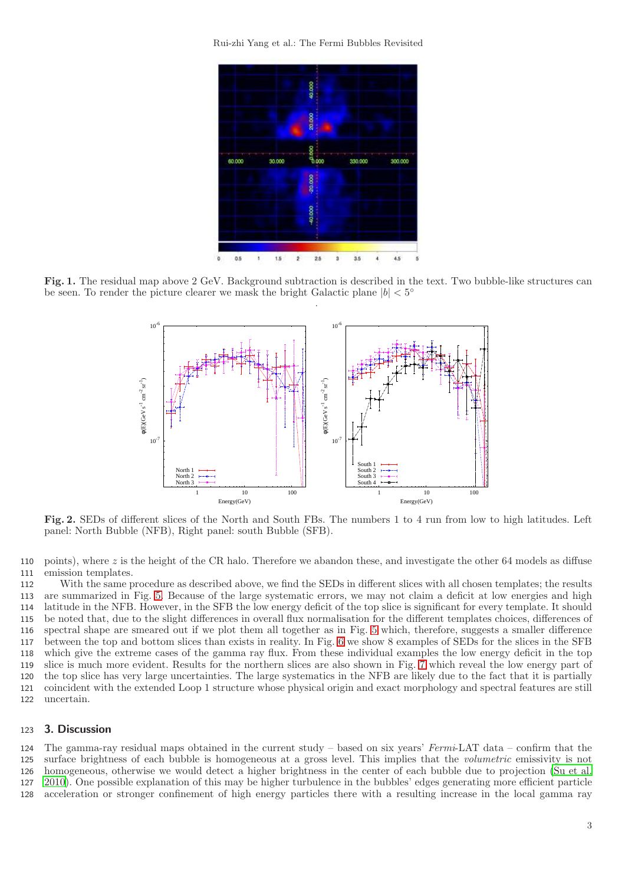**Fig. 1.** The residual map above 2 GeV. Background subtraction is described in the text. Two bubble-like structures can be seen. To render the picture clearer we mask the bright Galactic plane $|b| < 5°$

**Fig. 2.** SEDs of different slices of the North and South FBs. The numbers 1 to 4 run from low to high latitudes. Left panel: North Bubble (NFB), Right panel: south Bubble (SFB).

points), where $z$ is the height of the CR halo. Therefore we abandon these, and investigate the other 64 models as diffuse emission templates.

With the same procedure as described above, we find the SEDs in different slices with all chosen templates; the results are summarized in Fig. 5. Because of the large systematic errors, we may not claim a deficit at low energies and high latitude in the NFB. However, in the SFB the low energy deficit of the top slice is significant for every template. It should be noted that, due to the slight differences in overall flux normalisation for the different templates choices, differences of spectral shape are smeared out if we plot them all together as in Fig. 5 which, therefore, suggests a smaller difference between the top and bottom slices than exists in reality. In Fig. 6 we show 8 examples of SEDs for the slices in the SFB which give the extreme cases of the gamma ray flux. From these individual examples the low energy deficit in the top slice is much more evident. Results for the northern slices are also shown in Fig. 7 which reveal the low energy part of the top slice has very large uncertainties. The large systematics in the NFB are likely due to the fact that it is partially coincident with the extended Loop 1 structure whose physical origin and exact morphology and spectral features are still uncertain.

## 3. Discussion

The gamma-ray residual maps obtained in the current study – based on six years' *Fermi*-LAT data – confirm that the surface brightness of each bubble is homogeneous at a gross level. This implies that the *volumetric* emissivity is not homogeneous, otherwise we would detect a higher brightness in the center of each bubble due to projection (Su et al. 2010). One possible explanation of this may be higher turbulence in the bubbles' edges generating more efficient particle acceleration or stronger confinement of high energy particles there with a resulting increase in the local gamma ray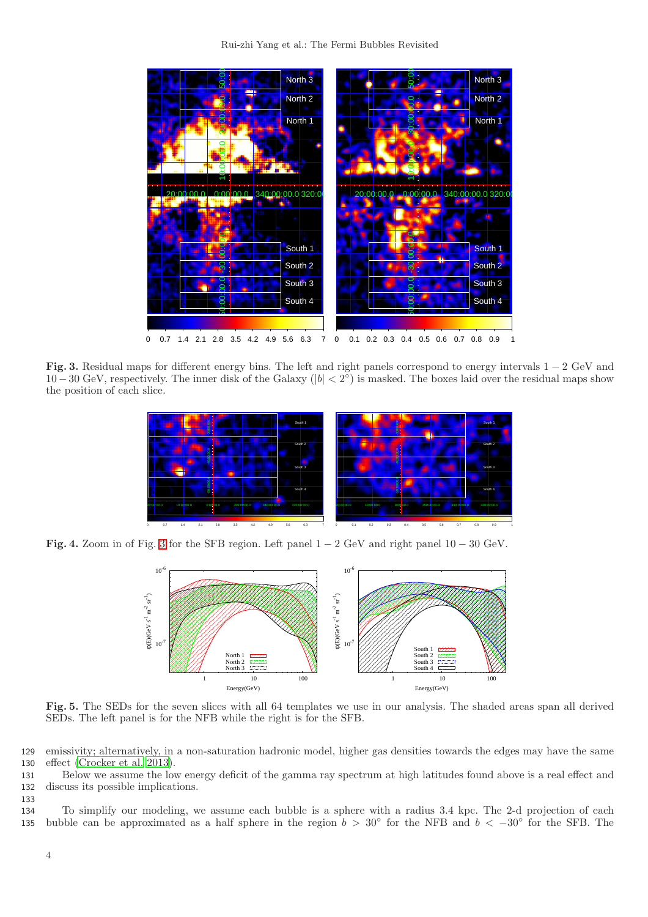**Fig. 3.** Residual maps for different energy bins. The left and right panels correspond to energy intervals $1-2$ GeV and $10-30$ GeV, respectively. The inner disk of the Galaxy ($|b| < 2^\circ$) is masked. The boxes laid over the residual maps show the position of each slice.

**Fig. 4.** Zoom in of Fig. 3 for the SFB region. Left panel $1-2$ GeV and right panel $10-30$ GeV.

**Fig. 5.** The SEDs for the seven slices with all 64 templates we use in our analysis. The shaded areas span all derived SEDs. The left panel is for the NFB while the right is for the SFB.

emissivity; alternatively, in a non-saturation hadronic model, higher gas densities towards the edges may have the same effect (Crocker et al. 2013).

Below we assume the low energy deficit of the gamma ray spectrum at high latitudes found above is a real effect and discuss its possible implications.

To simplify our modeling, we assume each bubble is a sphere with a radius 3.4 kpc. The 2-d projection of each bubble can be approximated as a half sphere in the region $b > 30^\circ$ for the NFB and $b < -30^\circ$ for the SFB. The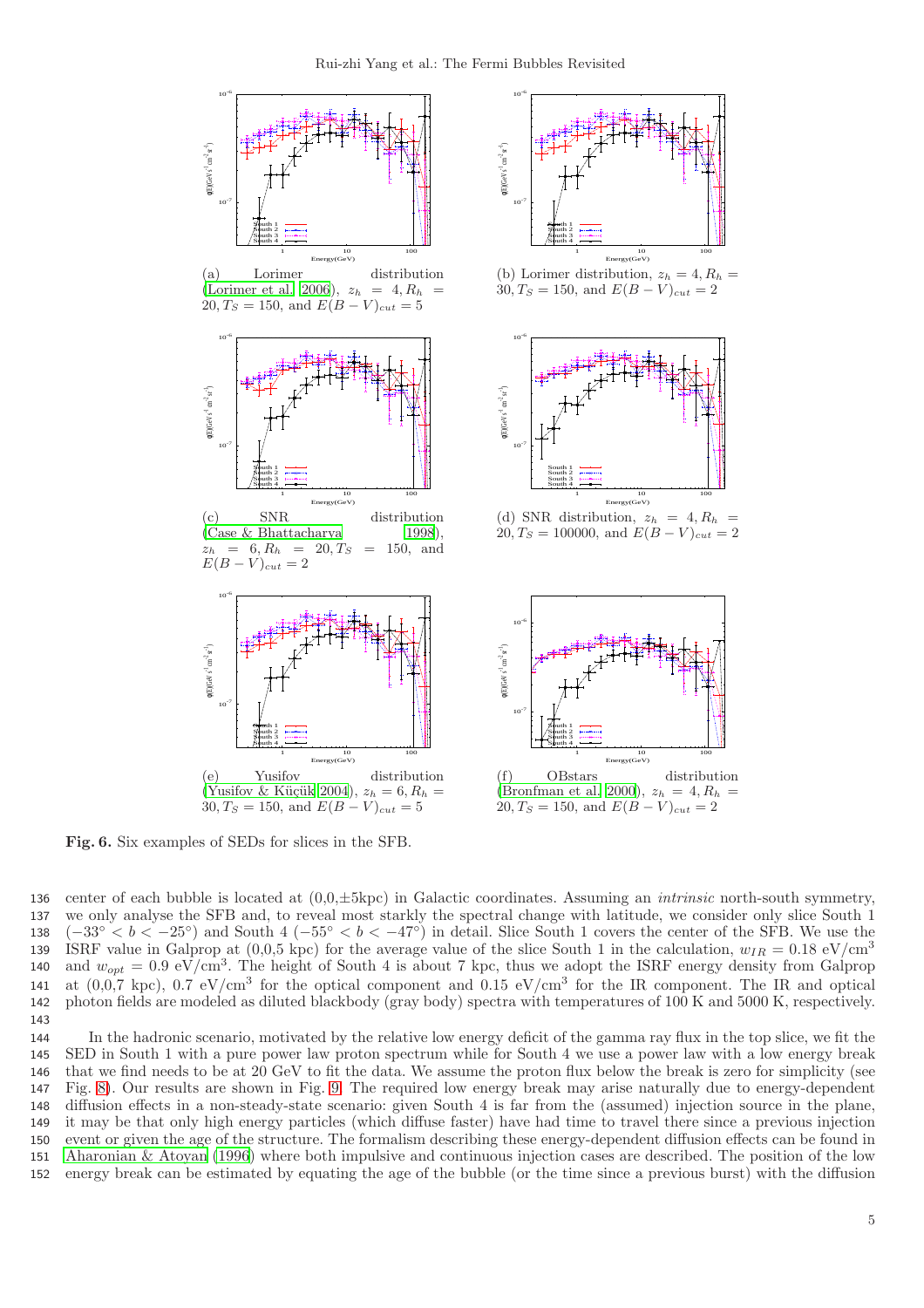(a) Lorimer distribution (Lorimer et al. 2006), $z_h = 4, R_h = 20, T_S = 150$, and $E(B-V)_{cut} = 5$

(b) Lorimer distribution, $z_h = 4, R_h = 30, T_S = 150$, and $E(B-V)_{cut} = 2$

(c) SNR distribution (Case & Bhattacharya 1998), $z_h = 6, R_h = 20, T_S = 150$, and $E(B-V)_{cut} = 2$

(d) SNR distribution, $z_h = 4, R_h = 20, T_S = 100000$, and $E(B-V)_{cut} = 2$

(e) Yusifov distribution (Yusifov & Küçük 2004), $z_h = 6, R_h = 30, T_S = 150$, and $E(B-V)_{cut} = 5$

(f) OBstars distribution (Bronfman et al. 2000), $z_h = 4, R_h = 20, T_S = 150$, and $E(B-V)_{cut} = 2$

**Fig. 6.** Six examples of SEDs for slices in the SFB.

center of each bubble is located at (0,0,±5kpc) in Galactic coordinates. Assuming an *intrinsic* north-south symmetry, we only analyse the SFB and, to reveal most starkly the spectral change with latitude, we consider only slice South 1 ($-33° < b < -25°$) and South 4 ($-55° < b < -47°$) in detail. Slice South 1 covers the center of the SFB. We use the ISRF value in Galprop at (0,0,5 kpc) for the average value of the slice South 1 in the calculation, $w_{IR} = 0.18$ eV/cm$^3$ and $w_{opt} = 0.9$ eV/cm$^3$. The height of South 4 is about 7 kpc, thus we adopt the ISRF energy density from Galprop at (0,0,7 kpc), 0.7 eV/cm$^3$ for the optical component and 0.15 eV/cm$^3$ for the IR component. The IR and optical photon fields are modeled as diluted blackbody (gray body) spectra with temperatures of 100 K and 5000 K, respectively.

In the hadronic scenario, motivated by the relative low energy deficit of the gamma ray flux in the top slice, we fit the SED in South 1 with a pure power law proton spectrum while for South 4 we use a power law with a low energy break that we find needs to be at 20 GeV to fit the data. We assume the proton flux below the break is zero for simplicity (see Fig. 8). Our results are shown in Fig. 9. The required low energy break may arise naturally due to energy-dependent diffusion effects in a non-steady-state scenario: given South 4 is far from the (assumed) injection source in the plane, it may be that only high energy particles (which diffuse faster) have had time to travel there since a previous injection event or given the age of the structure. The formalism describing these energy-dependent diffusion effects can be found in Aharonian & Atoyan (1996) where both impulsive and continuous injection cases are described. The position of the low energy break can be estimated by equating the age of the bubble (or the time since a previous burst) with the diffusion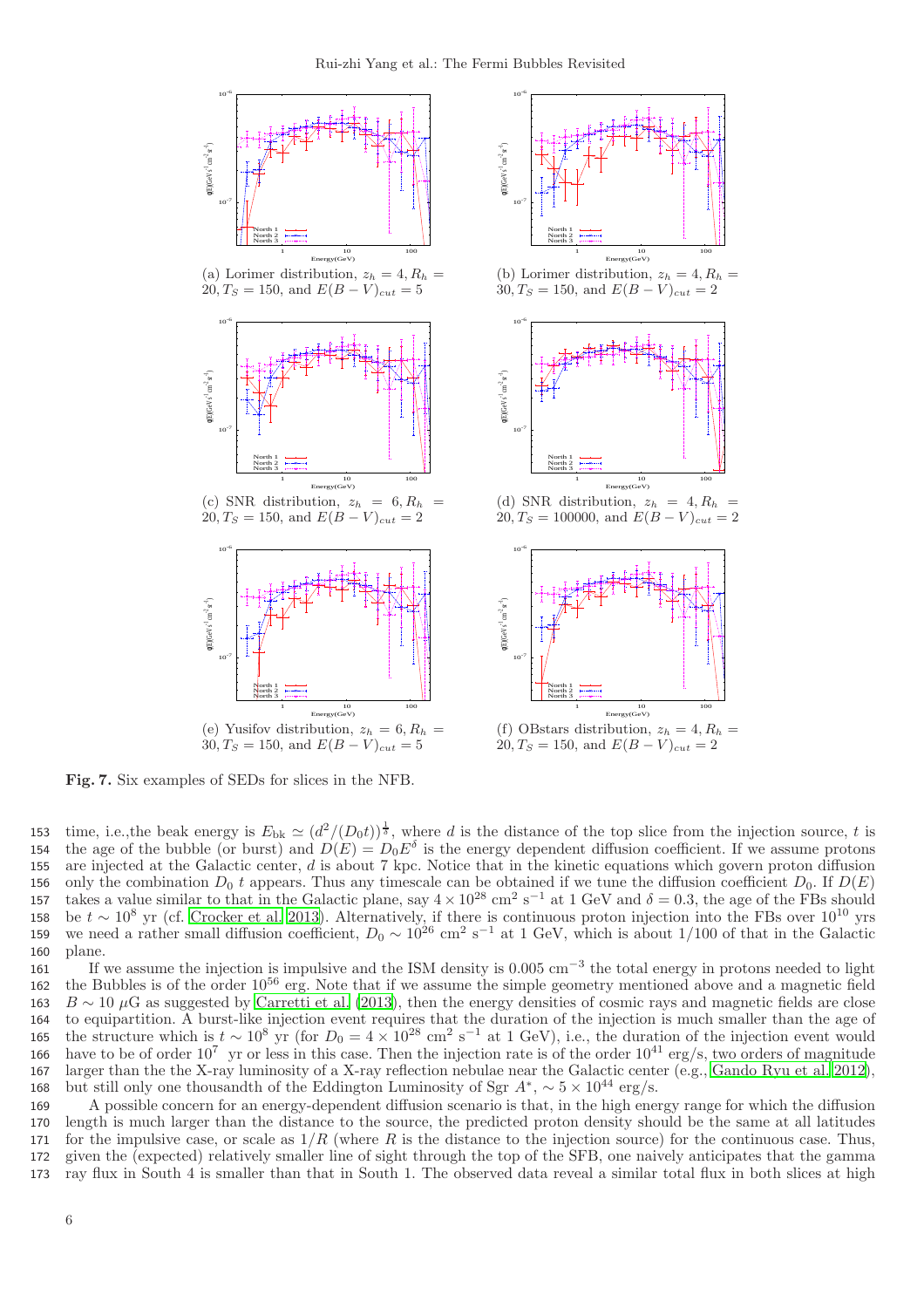(a) Lorimer distribution, $z_h = 4, R_h = 20, T_S = 150$, and $E(B-V)_{cut} = 5$

(b) Lorimer distribution, $z_h = 4, R_h = 30, T_S = 150$, and $E(B-V)_{cut} = 2$

(c) SNR distribution, $z_h = 6, R_h = 20, T_S = 150$, and $E(B-V)_{cut} = 2$

(d) SNR distribution, $z_h = 4, R_h = 20, T_S = 100000$, and $E(B-V)_{cut} = 2$

(e) Yusifov distribution, $z_h = 6, R_h = 30, T_S = 150$, and $E(B-V)_{cut} = 5$

(f) OBstars distribution, $z_h = 4, R_h = 20, T_S = 150$, and $E(B-V)_{cut} = 2$

**Fig. 7.** Six examples of SEDs for slices in the NFB.

time, i.e.,the beak energy is $E_{\rm bk} \simeq (d^2/(D_0 t))^{\frac{1}{\delta}}$, where $d$ is the distance of the top slice from the injection source, $t$ is the age of the bubble (or burst) and $D(E) = D_0 E^{\delta}$ is the energy dependent diffusion coefficient. If we assume protons are injected at the Galactic center, $d$ is about 7 kpc. Notice that in the kinetic equations which govern proton diffusion only the combination $D_0\, t$ appears. Thus any timescale can be obtained if we tune the diffusion coefficient $D_0$. If $D(E)$ takes a value similar to that in the Galactic plane, say $4 \times 10^{28}$ cm$^2$ s$^{-1}$ at 1 GeV and $\delta = 0.3$, the age of the FBs should be $t \sim 10^8$ yr (cf. Crocker et al. 2013). Alternatively, if there is continuous proton injection into the FBs over $10^{10}$ yrs we need a rather small diffusion coefficient, $D_0 \sim 10^{26}$ cm$^2$ s$^{-1}$ at 1 GeV, which is about 1/100 of that in the Galactic plane.

If we assume the injection is impulsive and the ISM density is 0.005 cm$^{-3}$ the total energy in protons needed to light the Bubbles is of the order $10^{56}$ erg. Note that if we assume the simple geometry mentioned above and a magnetic field $B \sim 10\ \mu$G as suggested by Carretti et al. (2013), then the energy densities of cosmic rays and magnetic fields are close to equipartition. A burst-like injection event requires that the duration of the injection is much smaller than the age of the structure which is $t \sim 10^8$ yr (for $D_0 = 4 \times 10^{28}$ cm$^2$ s$^{-1}$ at 1 GeV), i.e., the duration of the injection event would have to be of order $10^7$ yr or less in this case. Then the injection rate is of the order $10^{41}$ erg/s, two orders of magnitude larger than the the X-ray luminosity of a X-ray reflection nebulae near the Galactic center (e.g., Gando Ryu et al. 2012), but still only one thousandth of the Eddington Luminosity of Sgr $A^{*}$, $\sim 5 \times 10^{44}$ erg/s.

A possible concern for an energy-dependent diffusion scenario is that, in the high energy range for which the diffusion length is much larger than the distance to the source, the predicted proton density should be the same at all latitudes for the impulsive case, or scale as $1/R$ (where $R$ is the distance to the injection source) for the continuous case. Thus, given the (expected) relatively smaller line of sight through the top of the SFB, one naively anticipates that the gamma ray flux in South 4 is smaller than that in South 1. The observed data reveal a similar total flux in both slices at high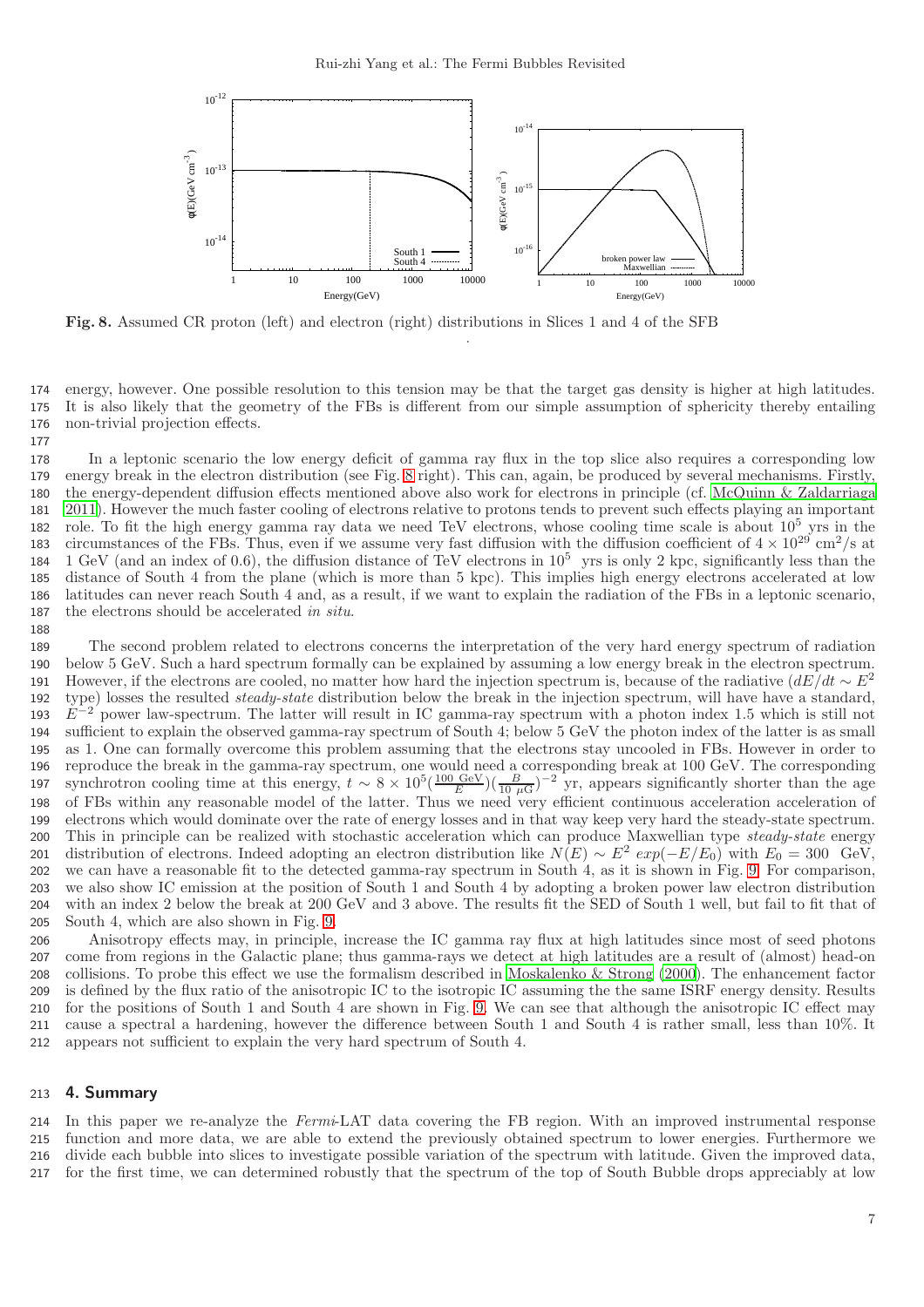**Fig. 8.** Assumed CR proton (left) and electron (right) distributions in Slices 1 and 4 of the SFB

energy, however. One possible resolution to this tension may be that the target gas density is higher at high latitudes. It is also likely that the geometry of the FBs is different from our simple assumption of sphericity thereby entailing non-trivial projection effects.

In a leptonic scenario the low energy deficit of gamma ray flux in the top slice also requires a corresponding low energy break in the electron distribution (see Fig. 8 right). This can, again, be produced by several mechanisms. Firstly, the energy-dependent diffusion effects mentioned above also work for electrons in principle (cf. McQuinn & Zaldarriaga 2011). However the much faster cooling of electrons relative to protons tends to prevent such effects playing an important role. To fit the high energy gamma ray data we need TeV electrons, whose cooling time scale is about $10^5$ yrs in the circumstances of the FBs. Thus, even if we assume very fast diffusion with the diffusion coefficient of $4 \times 10^{29}$ cm$^2$/s at 1 GeV (and an index of 0.6), the diffusion distance of TeV electrons in $10^5$ yrs is only 2 kpc, significantly less than the distance of South 4 from the plane (which is more than 5 kpc). This implies high energy electrons accelerated at low latitudes can never reach South 4 and, as a result, if we want to explain the radiation of the FBs in a leptonic scenario, the electrons should be accelerated *in situ*.

The second problem related to electrons concerns the interpretation of the very hard energy spectrum of radiation below 5 GeV. Such a hard spectrum formally can be explained by assuming a low energy break in the electron spectrum. However, if the electrons are cooled, no matter how hard the injection spectrum is, because of the radiative ($dE/dt \sim E^2$ type) losses the resulted *steady-state* distribution below the break in the injection spectrum, will have have a standard, $E^{-2}$ power law-spectrum. The latter will result in IC gamma-ray spectrum with a photon index 1.5 which is still not sufficient to explain the observed gamma-ray spectrum of South 4; below 5 GeV the photon index of the latter is as small as 1. One can formally overcome this problem assuming that the electrons stay uncooled in FBs. However in order to reproduce the break in the gamma-ray spectrum, one would need a corresponding break at 100 GeV. The corresponding synchrotron cooling time at this energy, $t \sim 8 \times 10^5 (\frac{100 \text{ GeV}}{E})(\frac{B}{10 \ \mu\text{G}})^{-2}$ yr, appears significantly shorter than the age of FBs within any reasonable model of the latter. Thus we need very efficient continuous acceleration acceleration of electrons which would dominate over the rate of energy losses and in that way keep very hard the steady-state spectrum. This in principle can be realized with stochastic acceleration which can produce Maxwellian type *steady-state* energy distribution of electrons. Indeed adopting an electron distribution like $N(E) \sim E^2 \ exp(-E/E_0)$ with $E_0 = 300$ GeV, we can have a reasonable fit to the detected gamma-ray spectrum in South 4, as it is shown in Fig. 9. For comparison, we also show IC emission at the position of South 1 and South 4 by adopting a broken power law electron distribution with an index 2 below the break at 200 GeV and 3 above. The results fit the SED of South 1 well, but fail to fit that of South 4, which are also shown in Fig. 9.

Anisotropy effects may, in principle, increase the IC gamma ray flux at high latitudes since most of seed photons come from regions in the Galactic plane; thus gamma-rays we detect at high latitudes are a result of (almost) head-on collisions. To probe this effect we use the formalism described in Moskalenko & Strong (2000). The enhancement factor is defined by the flux ratio of the anisotropic IC to the isotropic IC assuming the the same ISRF energy density. Results for the positions of South 1 and South 4 are shown in Fig. 9. We can see that although the anisotropic IC effect may cause a spectral a hardening, however the difference between South 1 and South 4 is rather small, less than 10%. It appears not sufficient to explain the very hard spectrum of South 4.

## 4. Summary

In this paper we re-analyze the *Fermi*-LAT data covering the FB region. With an improved instrumental response function and more data, we are able to extend the previously obtained spectrum to lower energies. Furthermore we divide each bubble into slices to investigate possible variation of the spectrum with latitude. Given the improved data, for the first time, we can determined robustly that the spectrum of the top of South Bubble drops appreciably at low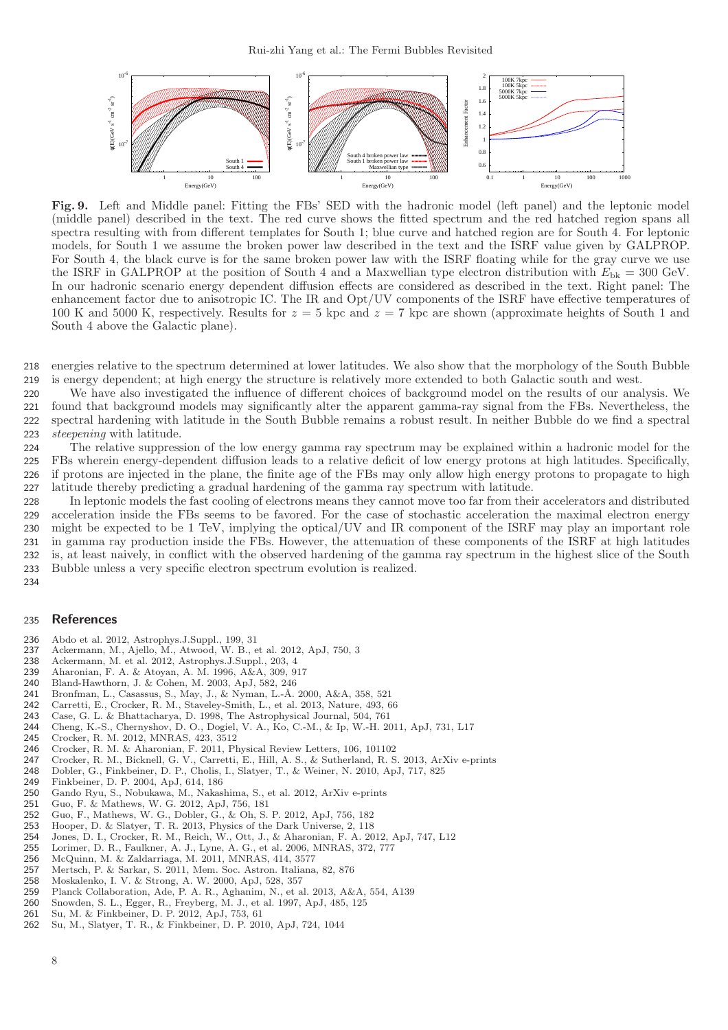**Fig. 9.** Left and Middle panel: Fitting the FBs' SED with the hadronic model (left panel) and the leptonic model (middle panel) described in the text. The red curve shows the fitted spectrum and the red hatched region spans all spectra resulting with from different templates for South 1; blue curve and hatched region are for South 4. For leptonic models, for South 1 we assume the broken power law described in the text and the ISRF value given by GALPROP. For South 4, the black curve is for the same broken power law with the ISRF floating while for the gray curve we use the ISRF in GALPROP at the position of South 4 and a Maxwellian type electron distribution with $E_{\rm bk} = 300$ GeV. In our hadronic scenario energy dependent diffusion effects are considered as described in the text. Right panel: The enhancement factor due to anisotropic IC. The IR and Opt/UV components of the ISRF have effective temperatures of 100 K and 5000 K, respectively. Results for $z = 5$ kpc and $z = 7$ kpc are shown (approximate heights of South 1 and South 4 above the Galactic plane).

energies relative to the spectrum determined at lower latitudes. We also show that the morphology of the South Bubble is energy dependent; at high energy the structure is relatively more extended to both Galactic south and west.

We have also investigated the influence of different choices of background model on the results of our analysis. We found that background models may significantly alter the apparent gamma-ray signal from the FBs. Nevertheless, the spectral hardening with latitude in the South Bubble remains a robust result. In neither Bubble do we find a spectral *steepening* with latitude.

The relative suppression of the low energy gamma ray spectrum may be explained within a hadronic model for the FBs wherein energy-dependent diffusion leads to a relative deficit of low energy protons at high latitudes. Specifically, if protons are injected in the plane, the finite age of the FBs may only allow high energy protons to propagate to high latitude thereby predicting a gradual hardening of the gamma ray spectrum with latitude.

In leptonic models the fast cooling of electrons means they cannot move too far from their accelerators and distributed acceleration inside the FBs seems to be favored. For the case of stochastic acceleration the maximal electron energy might be expected to be 1 TeV, implying the optical/UV and IR component of the ISRF may play an important role in gamma ray production inside the FBs. However, the attenuation of these components of the ISRF at high latitudes is, at least naively, in conflict with the observed hardening of the gamma ray spectrum in the highest slice of the South Bubble unless a very specific electron spectrum evolution is realized.

## References

Abdo et al. 2012, Astrophys.J.Suppl., 199, 31
Ackermann, M., Ajello, M., Atwood, W. B., et al. 2012, ApJ, 750, 3
Ackermann, M. et al. 2012, Astrophys.J.Suppl., 203, 4
Aharonian, F. A. & Atoyan, A. M. 1996, A&A, 309, 917
Bland-Hawthorn, J. & Cohen, M. 2003, ApJ, 582, 246
Bronfman, L., Casassus, S., May, J., & Nyman, L.-Å. 2000, A&A, 358, 521
Carretti, E., Crocker, R. M., Staveley-Smith, L., et al. 2013, Nature, 493, 66
Case, G. L. & Bhattacharya, D. 1998, The Astrophysical Journal, 504, 761
Cheng, K.-S., Chernyshov, D. O., Dogiel, V. A., Ko, C.-M., & Ip, W.-H. 2011, ApJ, 731, L17
Crocker, R. M. 2012, MNRAS, 423, 3512
Crocker, R. M. & Aharonian, F. 2011, Physical Review Letters, 106, 101102
Crocker, R. M., Bicknell, G. V., Carretti, E., Hill, A. S., & Sutherland, R. S. 2013, ArXiv e-prints
Dobler, G., Finkbeiner, D. P., Cholis, I., Slatyer, T., & Weiner, N. 2010, ApJ, 717, 825
Finkbeiner, D. P. 2004, ApJ, 614, 186
Gando Ryu, S., Nobukawa, M., Nakashima, S., et al. 2012, ArXiv e-prints
Guo, F. & Mathews, W. G. 2012, ApJ, 756, 181
Guo, F., Mathews, W. G., Dobler, G., & Oh, S. P. 2012, ApJ, 756, 182
Hooper, D. & Slatyer, T. R. 2013, Physics of the Dark Universe, 2, 118
Jones, D. I., Crocker, R. M., Reich, W., Ott, J., & Aharonian, F. A. 2012, ApJ, 747, L12
Lorimer, D. R., Faulkner, A. J., Lyne, A. G., et al. 2006, MNRAS, 372, 777
McQuinn, M. & Zaldarriaga, M. 2011, MNRAS, 414, 3577
Mertsch, P. & Sarkar, S. 2011, Mem. Soc. Astron. Italiana, 82, 876
Moskalenko, I. V. & Strong, A. W. 2000, ApJ, 528, 357
Planck Collaboration, Ade, P. A. R., Aghanim, N., et al. 2013, A&A, 554, A139
Snowden, S. L., Egger, R., Freyberg, M. J., et al. 1997, ApJ, 485, 125
Su, M. & Finkbeiner, D. P. 2012, ApJ, 753, 61
Su, M., Slatyer, T. R., & Finkbeiner, D. P. 2010, ApJ, 724, 1044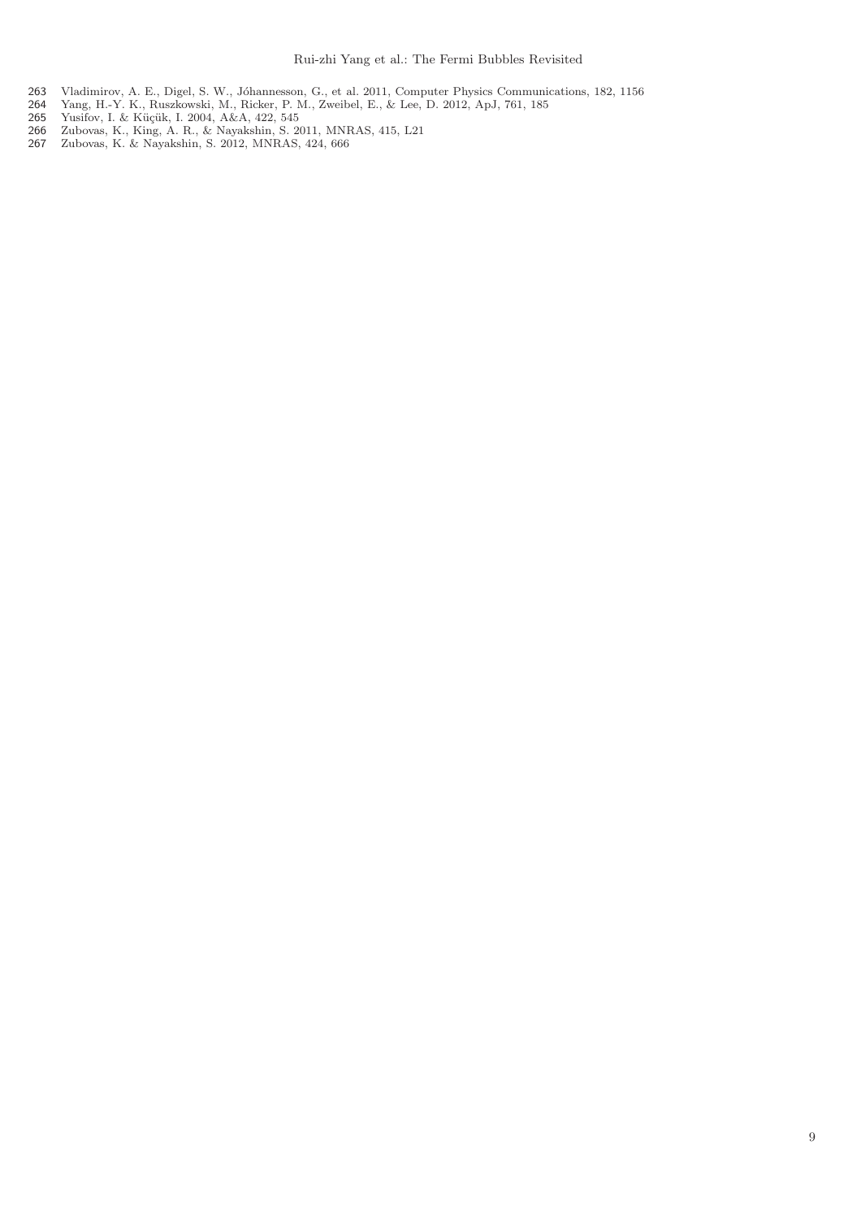Vladimirov, A. E., Digel, S. W., Jóhannesson, G., et al. 2011, Computer Physics Communications, 182, 1156

Yang, H.-Y. K., Ruszkowski, M., Ricker, P. M., Zweibel, E., & Lee, D. 2012, ApJ, 761, 185

Yusifov, I. & Küçük, I. 2004, A&A, 422, 545

Zubovas, K., King, A. R., & Nayakshin, S. 2011, MNRAS, 415, L21

Zubovas, K. & Nayakshin, S. 2012, MNRAS, 424, 666